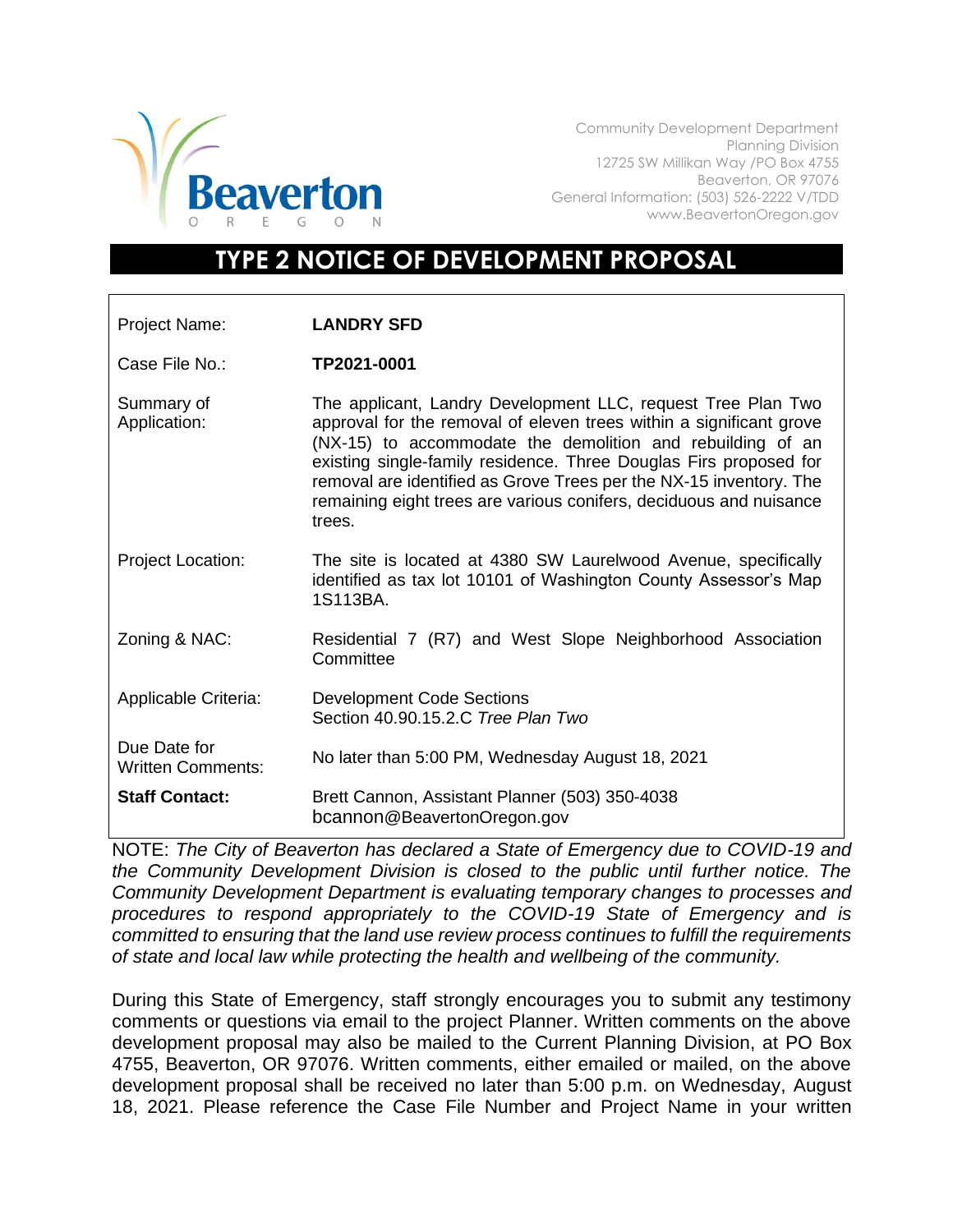Beaverton
OREGON

Community Development Department
Planning Division
12725 SW Millikan Way /PO Box 4755
Beaverton, OR 97076
General Information: (503) 526-2222 V/TDD
www.BeavertonOregon.gov

# TYPE 2 NOTICE OF DEVELOPMENT PROPOSAL

| | |
|---|---|
| Project Name: | **LANDRY SFD** |
| Case File No.: | **TP2021-0001** |
| Summary of Application: | The applicant, Landry Development LLC, request Tree Plan Two approval for the removal of eleven trees within a significant grove (NX-15) to accommodate the demolition and rebuilding of an existing single-family residence. Three Douglas Firs proposed for removal are identified as Grove Trees per the NX-15 inventory. The remaining eight trees are various conifers, deciduous and nuisance trees. |
| Project Location: | The site is located at 4380 SW Laurelwood Avenue, specifically identified as tax lot 10101 of Washington County Assessor's Map 1S113BA. |
| Zoning & NAC: | Residential 7 (R7) and West Slope Neighborhood Association Committee |
| Applicable Criteria: | Development Code Sections<br>Section 40.90.15.2.C *Tree Plan Two* |
| Due Date for Written Comments: | No later than 5:00 PM, Wednesday August 18, 2021 |
| **Staff Contact:** | Brett Cannon, Assistant Planner (503) 350-4038<br>bcannon@BeavertonOregon.gov |

NOTE: *The City of Beaverton has declared a State of Emergency due to COVID-19 and the Community Development Division is closed to the public until further notice. The Community Development Department is evaluating temporary changes to processes and procedures to respond appropriately to the COVID-19 State of Emergency and is committed to ensuring that the land use review process continues to fulfill the requirements of state and local law while protecting the health and wellbeing of the community.*

During this State of Emergency, staff strongly encourages you to submit any testimony comments or questions via email to the project Planner. Written comments on the above development proposal may also be mailed to the Current Planning Division, at PO Box 4755, Beaverton, OR 97076. Written comments, either emailed or mailed, on the above development proposal shall be received no later than 5:00 p.m. on Wednesday, August 18, 2021. Please reference the Case File Number and Project Name in your written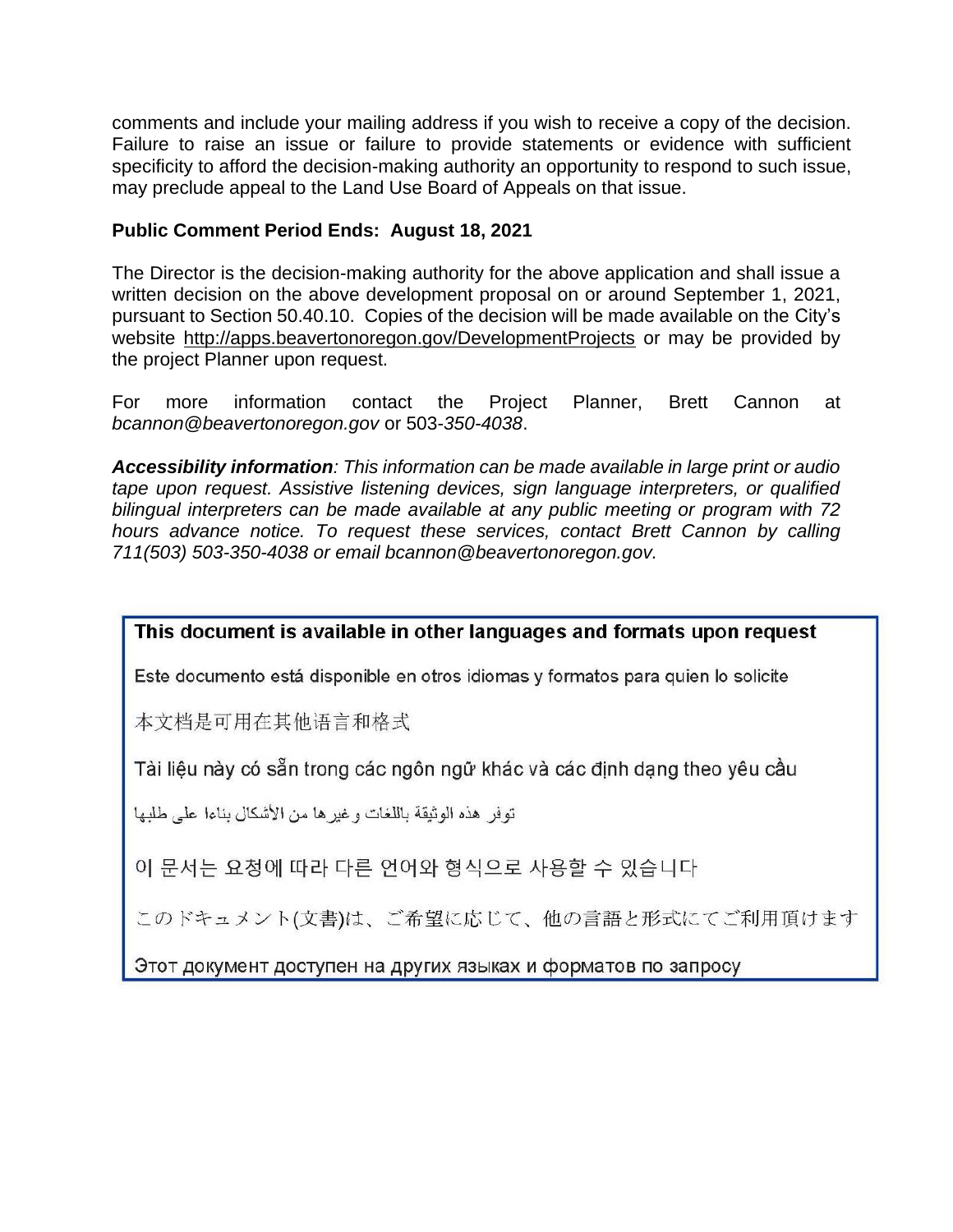comments and include your mailing address if you wish to receive a copy of the decision. Failure to raise an issue or failure to provide statements or evidence with sufficient specificity to afford the decision-making authority an opportunity to respond to such issue, may preclude appeal to the Land Use Board of Appeals on that issue.

**Public Comment Period Ends: August 18, 2021**

The Director is the decision-making authority for the above application and shall issue a written decision on the above development proposal on or around September 1, 2021, pursuant to Section 50.40.10. Copies of the decision will be made available on the City's website http://apps.beavertonoregon.gov/DevelopmentProjects or may be provided by the project Planner upon request.

For more information contact the Project Planner, Brett Cannon at *bcannon@beavertonoregon.gov* or 503-*350-4038*.

***Accessibility information**: This information can be made available in large print or audio tape upon request. Assistive listening devices, sign language interpreters, or qualified bilingual interpreters can be made available at any public meeting or program with 72 hours advance notice. To request these services, contact Brett Cannon by calling 711(503) 503-350-4038 or email bcannon@beavertonoregon.gov.*

**This document is available in other languages and formats upon request**

Este documento está disponible en otros idiomas y formatos para quien lo solicite

本文档是可用在其他语言和格式

Tài liệu này có sẵn trong các ngôn ngữ khác và các định dạng theo yêu cầu

توفر هذه الوثيقة باللغات وغيرها من الأشكال بناءا على طلبها

이 문서는 요청에 따라 다른 언어와 형식으로 사용할 수 있습니다

このドキュメント(文書)は、ご希望に応じて、他の言語と形式にてご利用頂けます

Этот документ доступен на других языках и форматов по запросу